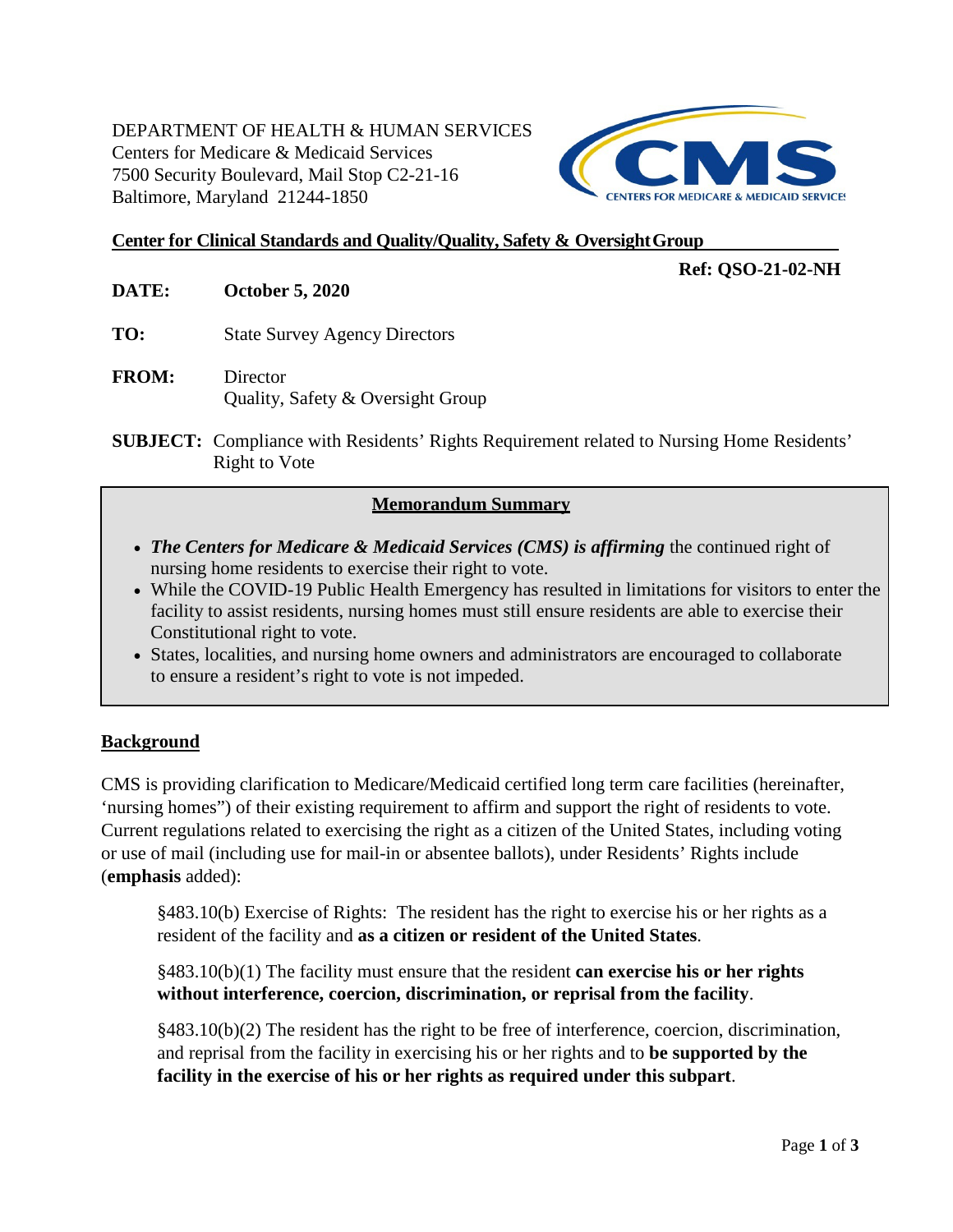DEPARTMENT OF HEALTH & HUMAN SERVICES
Centers for Medicare & Medicaid Services
7500 Security Boulevard, Mail Stop C2-21-16
Baltimore, Maryland 21244-1850

**Center for Clinical Standards and Quality/Quality, Safety & Oversight Group**

**Ref: QSO-21-02-NH**

**DATE:** **October 5, 2020**

**TO:** State Survey Agency Directors

**FROM:** Director
Quality, Safety & Oversight Group

**SUBJECT:** Compliance with Residents' Rights Requirement related to Nursing Home Residents' Right to Vote

## Memorandum Summary

- ***The Centers for Medicare & Medicaid Services (CMS) is affirming*** the continued right of nursing home residents to exercise their right to vote.
- While the COVID-19 Public Health Emergency has resulted in limitations for visitors to enter the facility to assist residents, nursing homes must still ensure residents are able to exercise their Constitutional right to vote.
- States, localities, and nursing home owners and administrators are encouraged to collaborate to ensure a resident's right to vote is not impeded.

## Background

CMS is providing clarification to Medicare/Medicaid certified long term care facilities (hereinafter, 'nursing homes") of their existing requirement to affirm and support the right of residents to vote. Current regulations related to exercising the right as a citizen of the United States, including voting or use of mail (including use for mail-in or absentee ballots), under Residents' Rights include (**emphasis** added):

> §483.10(b) Exercise of Rights: The resident has the right to exercise his or her rights as a resident of the facility and **as a citizen or resident of the United States**.
>
> §483.10(b)(1) The facility must ensure that the resident **can exercise his or her rights without interference, coercion, discrimination, or reprisal from the facility**.
>
> §483.10(b)(2) The resident has the right to be free of interference, coercion, discrimination, and reprisal from the facility in exercising his or her rights and to **be supported by the facility in the exercise of his or her rights as required under this subpart**.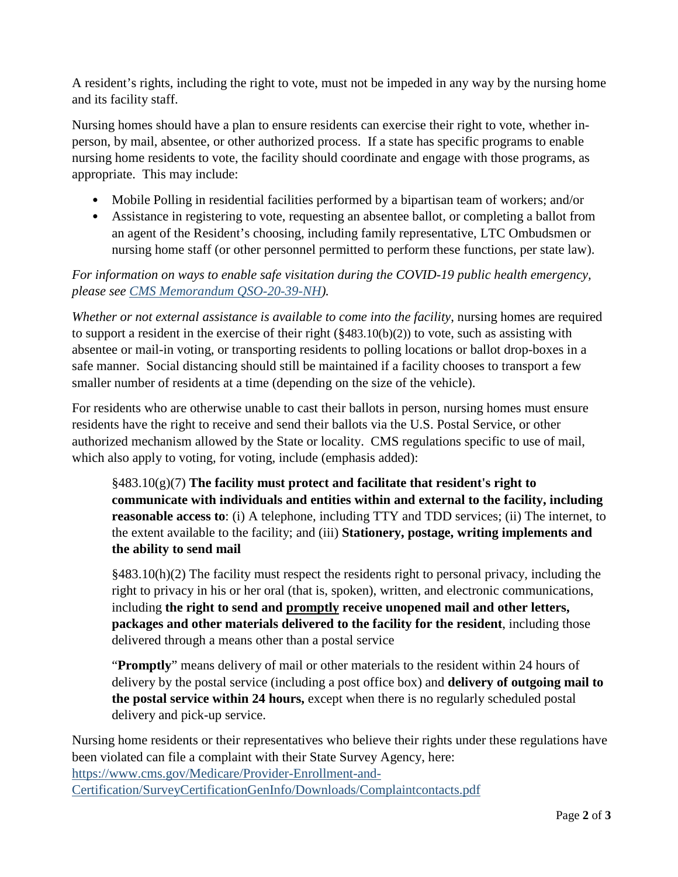A resident's rights, including the right to vote, must not be impeded in any way by the nursing home and its facility staff.

Nursing homes should have a plan to ensure residents can exercise their right to vote, whether in-person, by mail, absentee, or other authorized process. If a state has specific programs to enable nursing home residents to vote, the facility should coordinate and engage with those programs, as appropriate. This may include:

- Mobile Polling in residential facilities performed by a bipartisan team of workers; and/or
- Assistance in registering to vote, requesting an absentee ballot, or completing a ballot from an agent of the Resident's choosing, including family representative, LTC Ombudsmen or nursing home staff (or other personnel permitted to perform these functions, per state law).

*For information on ways to enable safe visitation during the COVID-19 public health emergency, please see [CMS Memorandum QSO-20-39-NH](CMS Memorandum QSO-20-39-NH).*

*Whether or not external assistance is available to come into the facility*, nursing homes are required to support a resident in the exercise of their right (§483.10(b)(2)) to vote, such as assisting with absentee or mail-in voting, or transporting residents to polling locations or ballot drop-boxes in a safe manner. Social distancing should still be maintained if a facility chooses to transport a few smaller number of residents at a time (depending on the size of the vehicle).

For residents who are otherwise unable to cast their ballots in person, nursing homes must ensure residents have the right to receive and send their ballots via the U.S. Postal Service, or other authorized mechanism allowed by the State or locality. CMS regulations specific to use of mail, which also apply to voting, for voting, include (emphasis added):

> §483.10(g)(7) **The facility must protect and facilitate that resident's right to communicate with individuals and entities within and external to the facility, including reasonable access to**: (i) A telephone, including TTY and TDD services; (ii) The internet, to the extent available to the facility; and (iii) **Stationery, postage, writing implements and the ability to send mail**
>
> §483.10(h)(2) The facility must respect the residents right to personal privacy, including the right to privacy in his or her oral (that is, spoken), written, and electronic communications, including **the right to send and <u>promptly</u> receive unopened mail and other letters, packages and other materials delivered to the facility for the resident**, including those delivered through a means other than a postal service
>
> "**Promptly**" means delivery of mail or other materials to the resident within 24 hours of delivery by the postal service (including a post office box) and **delivery of outgoing mail to the postal service within 24 hours,** except when there is no regularly scheduled postal delivery and pick-up service.

Nursing home residents or their representatives who believe their rights under these regulations have been violated can file a complaint with their State Survey Agency, here: [https://www.cms.gov/Medicare/Provider-Enrollment-and-Certification/SurveyCertificationGenInfo/Downloads/Complaintcontacts.pdf](https://www.cms.gov/Medicare/Provider-Enrollment-and-Certification/SurveyCertificationGenInfo/Downloads/Complaintcontacts.pdf)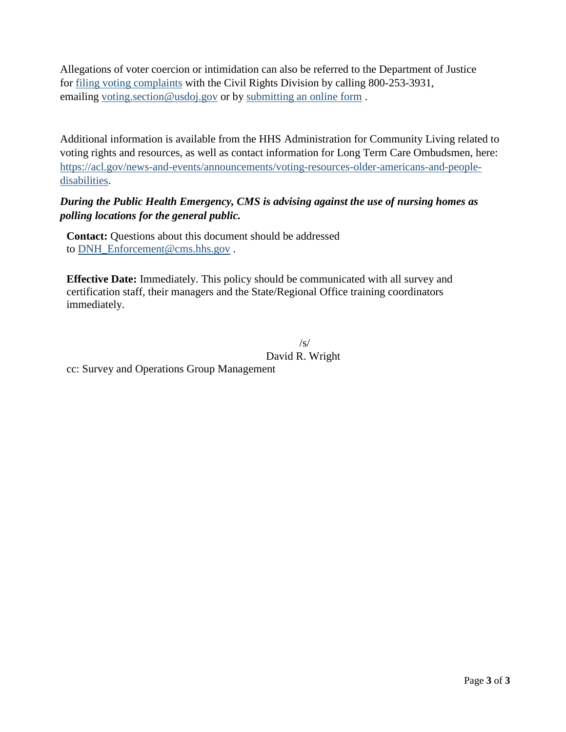Allegations of voter coercion or intimidation can also be referred to the Department of Justice for filing voting complaints with the Civil Rights Division by calling 800-253-3931, emailing voting.section@usdoj.gov or by submitting an online form .

Additional information is available from the HHS Administration for Community Living related to voting rights and resources, as well as contact information for Long Term Care Ombudsmen, here: https://acl.gov/news-and-events/announcements/voting-resources-older-americans-and-people-disabilities.

***During the Public Health Emergency, CMS is advising against the use of nursing homes as polling locations for the general public.***

**Contact:** Questions about this document should be addressed to DNH_Enforcement@cms.hhs.gov .

**Effective Date:** Immediately. This policy should be communicated with all survey and certification staff, their managers and the State/Regional Office training coordinators immediately.

/s/
David R. Wright

cc: Survey and Operations Group Management